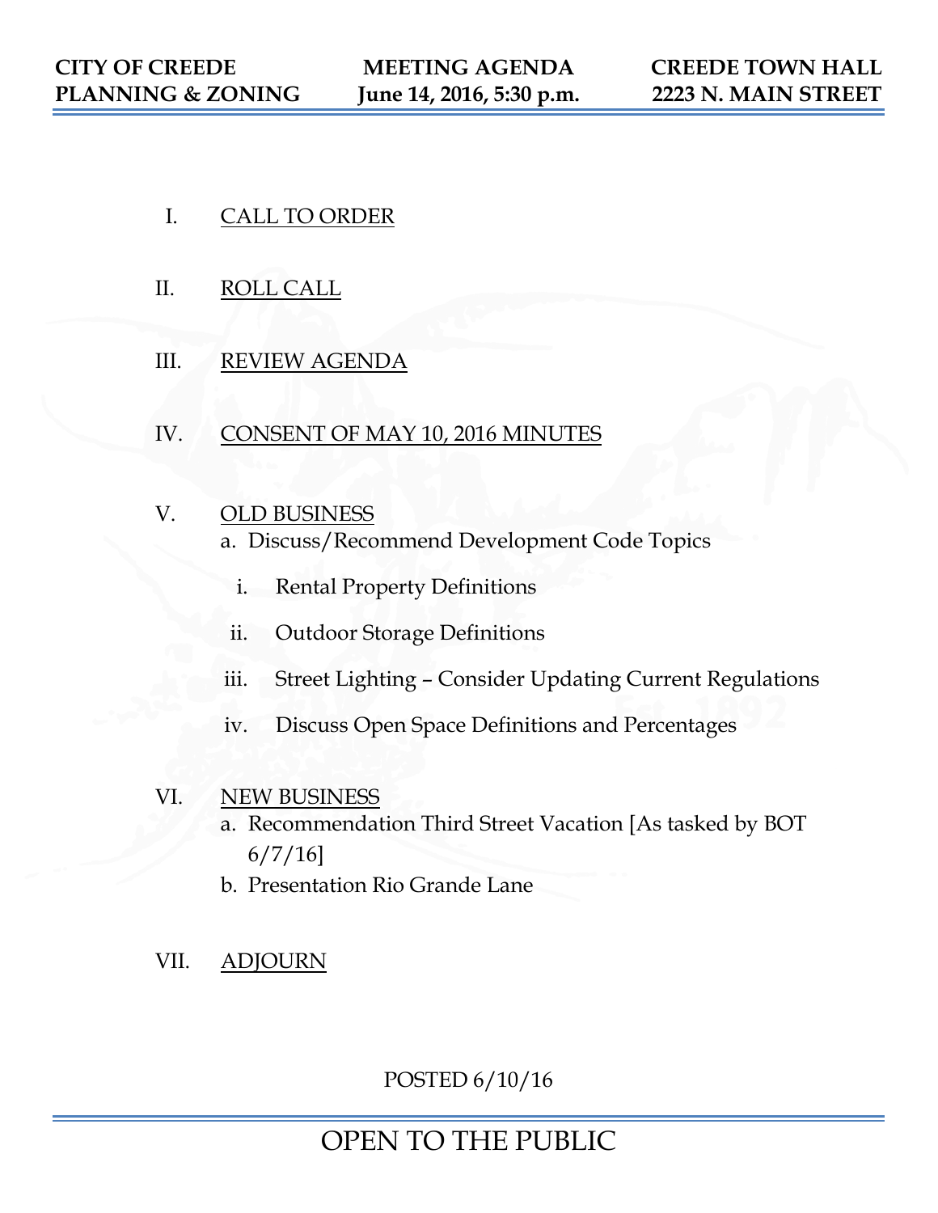**CITY OF CREEDE PLANNING & ZONING** | **MEETING AGENDA June 14, 2016, 5:30 p.m.** | **CREEDE TOWN HALL 2223 N. MAIN STREET**

I. CALL TO ORDER

II. ROLL CALL

III. REVIEW AGENDA

IV. CONSENT OF MAY 10, 2016 MINUTES

V. OLD BUSINESS
   a. Discuss/Recommend Development Code Topics
      i. Rental Property Definitions
      ii. Outdoor Storage Definitions
      iii. Street Lighting – Consider Updating Current Regulations
      iv. Discuss Open Space Definitions and Percentages

VI. NEW BUSINESS
   a. Recommendation Third Street Vacation [As tasked by BOT 6/7/16]
   b. Presentation Rio Grande Lane

VII. ADJOURN

POSTED 6/10/16

OPEN TO THE PUBLIC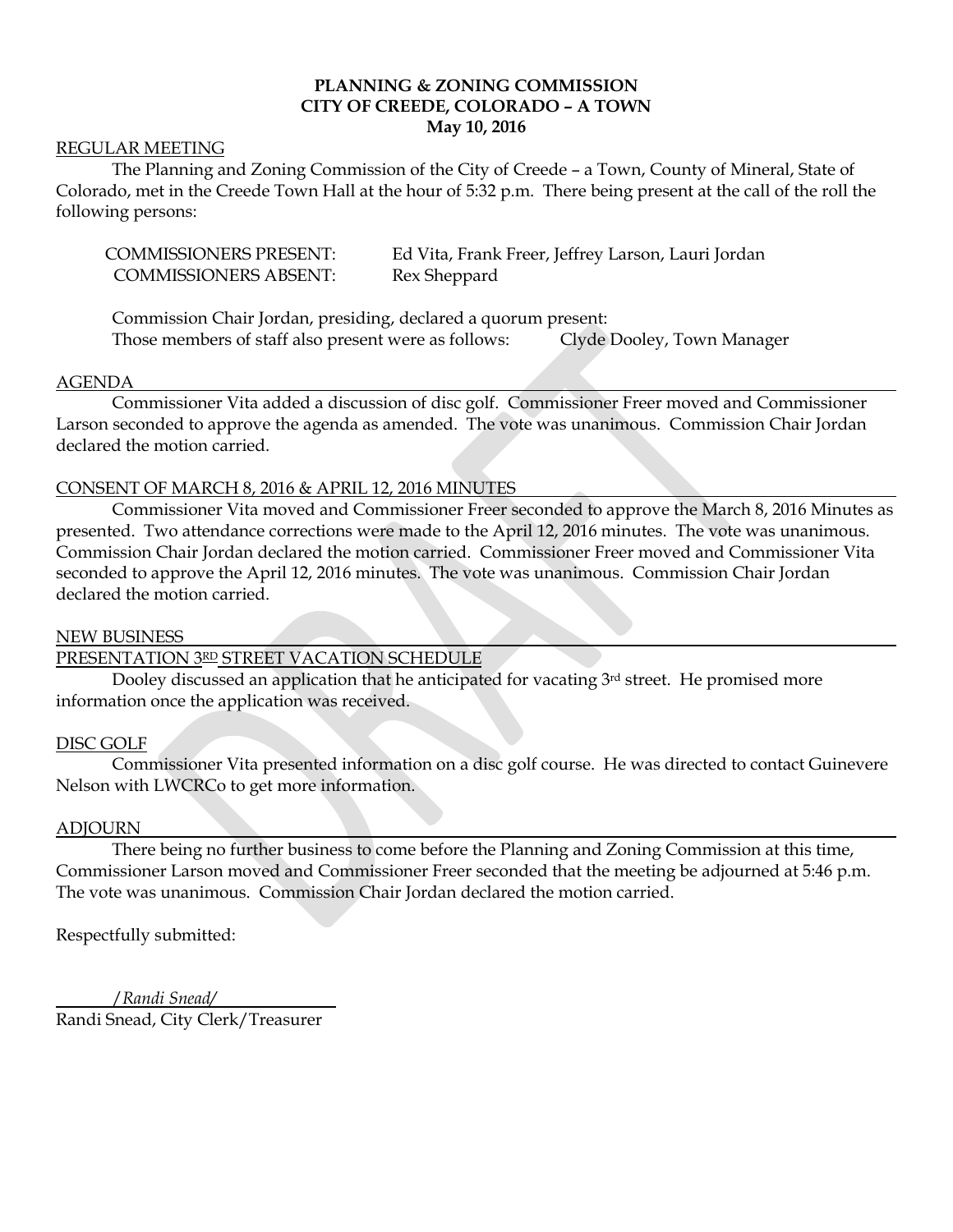**PLANNING & ZONING COMMISSION**
**CITY OF CREEDE, COLORADO – A TOWN**
**May 10, 2016**

REGULAR MEETING

The Planning and Zoning Commission of the City of Creede – a Town, County of Mineral, State of Colorado, met in the Creede Town Hall at the hour of 5:32 p.m. There being present at the call of the roll the following persons:

COMMISSIONERS PRESENT: Ed Vita, Frank Freer, Jeffrey Larson, Lauri Jordan
COMMISSIONERS ABSENT: Rex Sheppard

Commission Chair Jordan, presiding, declared a quorum present:
Those members of staff also present were as follows: Clyde Dooley, Town Manager

AGENDA

Commissioner Vita added a discussion of disc golf. Commissioner Freer moved and Commissioner Larson seconded to approve the agenda as amended. The vote was unanimous. Commission Chair Jordan declared the motion carried.

CONSENT OF MARCH 8, 2016 & APRIL 12, 2016 MINUTES

Commissioner Vita moved and Commissioner Freer seconded to approve the March 8, 2016 Minutes as presented. Two attendance corrections were made to the April 12, 2016 minutes. The vote was unanimous. Commission Chair Jordan declared the motion carried. Commissioner Freer moved and Commissioner Vita seconded to approve the April 12, 2016 minutes. The vote was unanimous. Commission Chair Jordan declared the motion carried.

NEW BUSINESS

PRESENTATION 3RD STREET VACATION SCHEDULE

Dooley discussed an application that he anticipated for vacating 3rd street. He promised more information once the application was received.

DISC GOLF

Commissioner Vita presented information on a disc golf course. He was directed to contact Guinevere Nelson with LWCRCo to get more information.

ADJOURN

There being no further business to come before the Planning and Zoning Commission at this time, Commissioner Larson moved and Commissioner Freer seconded that the meeting be adjourned at 5:46 p.m. The vote was unanimous. Commission Chair Jordan declared the motion carried.

Respectfully submitted:

*/Randi Snead/*
Randi Snead, City Clerk/Treasurer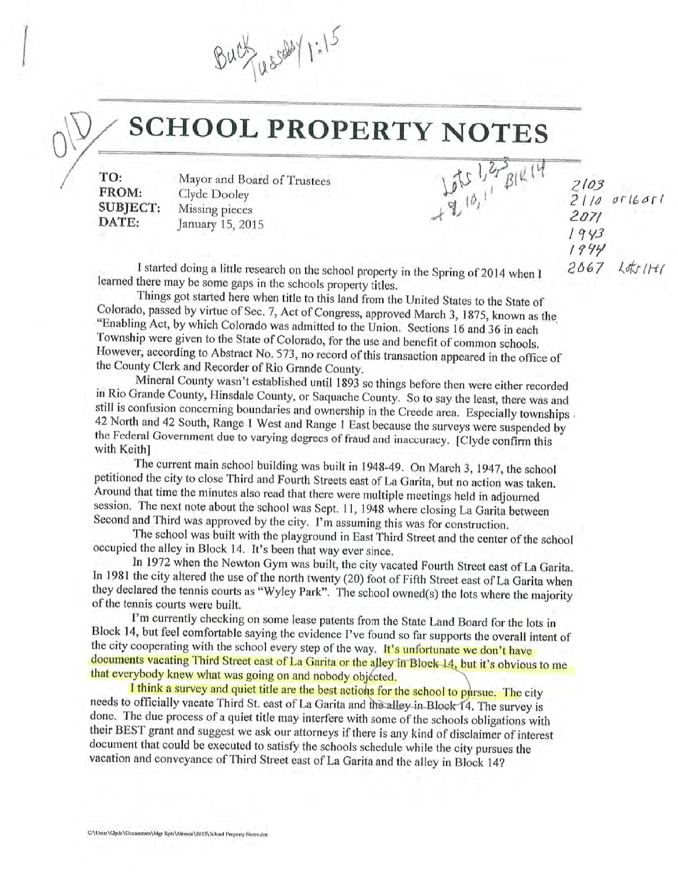# SCHOOL PROPERTY NOTES

**TO:** Mayor and Board of Trustees
**FROM:** Clyde Dooley
**SUBJECT:** Missing pieces
**DATE:** January 15, 2015

I started doing a little research on the school property in the Spring of 2014 when I learned there may be some gaps in the schools property titles.

Things got started here when title to this land from the United States to the State of Colorado, passed by virtue of Sec. 7, Act of Congress, approved March 3, 1875, known as the "Enabling Act, by which Colorado was admitted to the Union. Sections 16 and 36 in each Township were given to the State of Colorado, for the use and benefit of common schools. However, according to Abstract No. 573, no record of this transaction appeared in the office of the County Clerk and Recorder of Rio Grande County.

Mineral County wasn't established until 1893 so things before then were either recorded in Rio Grande County, Hinsdale County, or Saquache County. So to say the least, there was and still is confusion concerning boundaries and ownership in the Creede area. Especially townships 42 North and 42 South, Range 1 West and Range 1 East because the surveys were suspended by the Federal Government due to varying degrees of fraud and inaccuracy. [Clyde confirm this with Keith]

The current main school building was built in 1948-49. On March 3, 1947, the school petitioned the city to close Third and Fourth Streets east of La Garita, but no action was taken. Around that time the minutes also read that there were multiple meetings held in adjourned session. The next note about the school was Sept. 11, 1948 where closing La Garita between Second and Third was approved by the city. I'm assuming this was for construction.

The school was built with the playground in East Third Street and the center of the school occupied the alley in Block 14. It's been that way ever since.

In 1972 when the Newton Gym was built, the city vacated Fourth Street east of La Garita. In 1981 the city altered the use of the north twenty (20) foot of Fifth Street east of La Garita when they declared the tennis courts as "Wyley Park". The school owned(s) the lots where the majority of the tennis courts were built.

I'm currently checking on some lease patents from the State Land Board for the lots in Block 14, but feel comfortable saying the evidence I've found so far supports the overall intent of the city cooperating with the school every step of the way. It's unfortunate we don't have documents vacating Third Street east of La Garita or the alley in Block 14, but it's obvious to me that everybody knew what was going on and nobody objected.

I think a survey and quiet title are the best actions for the school to pursue. The city needs to officially vacate Third St. east of La Garita and the alley in Block 14. The survey is done. The due process of a quiet title may interfere with some of the schools obligations with their BEST grant and suggest we ask our attorneys if there is any kind of disclaimer of interest document that could be executed to satisfy the schools schedule while the city pursues the vacation and conveyance of Third Street east of La Garita and the alley in Block 14?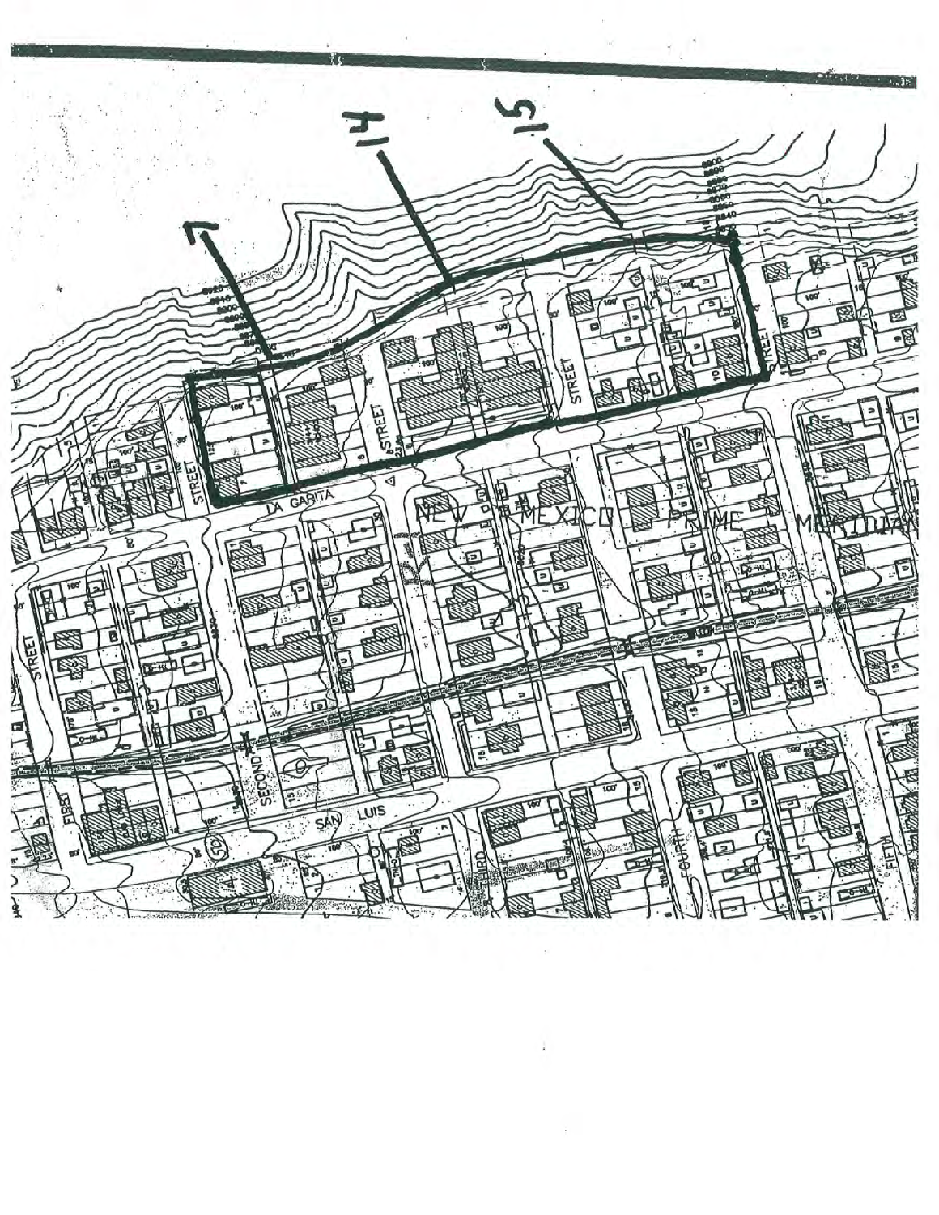7

14

15

LA GARITA

NEW MEXICO PRIME MERIDIAN

STREET

STREET

STREET

STREET

FIRST

SECOND

SAN LUIS

THIRD

FOURTH

FIFTH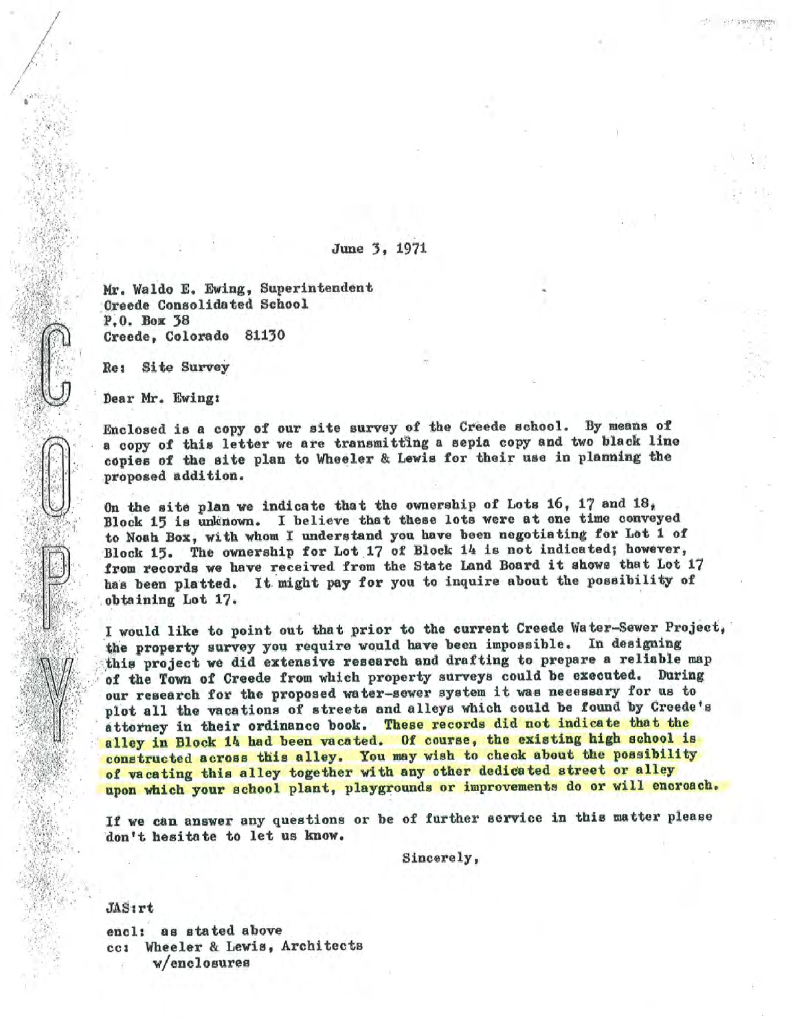COPY

June 3, 1971

Mr. Waldo E. Ewing, Superintendent
Creede Consolidated School
P.O. Box 38
Creede, Colorado 81130

Re: Site Survey

Dear Mr. Ewing:

Enclosed is a copy of our site survey of the Creede school. By means of a copy of this letter we are transmitting a sepia copy and two black line copies of the site plan to Wheeler & Lewis for their use in planning the proposed addition.

On the site plan we indicate that the ownership of Lots 16, 17 and 18, Block 15 is unknown. I believe that these lots were at one time conveyed to Noah Box, with whom I understand you have been negotiating for Lot 1 of Block 15. The ownership for Lot 17 of Block 14 is not indicated; however, from records we have received from the State Land Board it shows that Lot 17 has been platted. It might pay for you to inquire about the possibility of obtaining Lot 17.

I would like to point out that prior to the current Creede Water-Sewer Project, the property survey you require would have been impossible. In designing this project we did extensive research and drafting to prepare a reliable map of the Town of Creede from which property surveys could be executed. During our research for the proposed water-sewer system it was necessary for us to plot all the vacations of streets and alleys which could be found by Creede's attorney in their ordinance book. These records did not indicate that the alley in Block 14 had been vacated. Of course, the existing high school is constructed across this alley. You may wish to check about the possibility of vacating this alley together with any other dedicated street or alley upon which your school plant, playgrounds or improvements do or will encroach.

If we can answer any questions or be of further service in this matter please don't hesitate to let us know.

Sincerely,

JAS:rt

encl: as stated above
cc: Wheeler & Lewis, Architects
w/enclosures